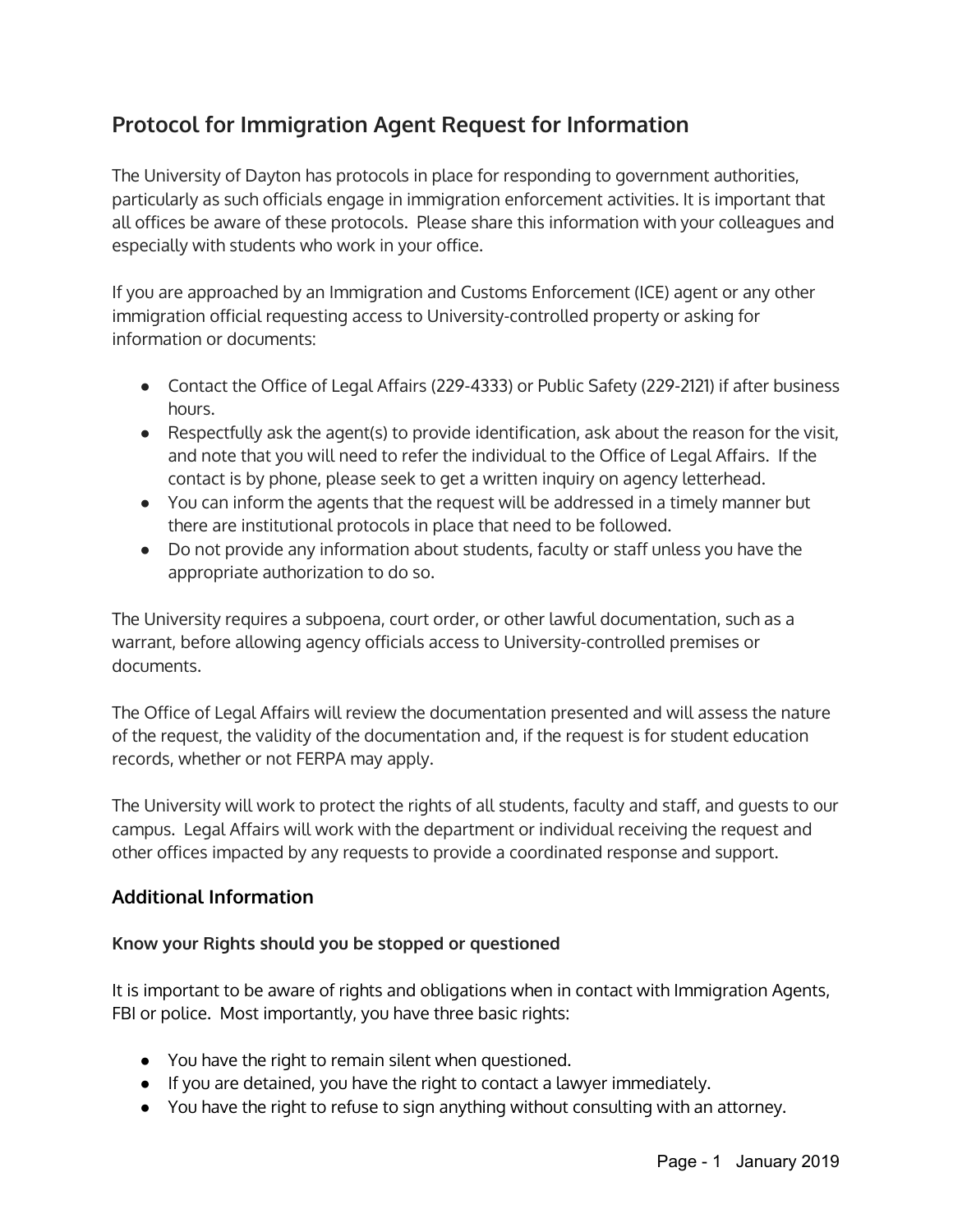## Protocol for Immigration Agent Request for Information

The University of Dayton has protocols in place for responding to government authorities, particularly as such officials engage in immigration enforcement activities. It is important that all offices be aware of these protocols. Please share this information with your colleagues and especially with students who work in your office.

If you are approached by an Immigration and Customs Enforcement (ICE) agent or any other immigration official requesting access to University-controlled property or asking for information or documents:

- Contact the Office of Legal Affairs (229-4333) or Public Safety (229-2121) if after business hours.
- Respectfully ask the agent(s) to provide identification, ask about the reason for the visit, and note that you will need to refer the individual to the Office of Legal Affairs. If the contact is by phone, please seek to get a written inquiry on agency letterhead.
- You can inform the agents that the request will be addressed in a timely manner but there are institutional protocols in place that need to be followed.
- Do not provide any information about students, faculty or staff unless you have the appropriate authorization to do so.

The University requires a subpoena, court order, or other lawful documentation, such as a warrant, before allowing agency officials access to University-controlled premises or documents.

The Office of Legal Affairs will review the documentation presented and will assess the nature of the request, the validity of the documentation and, if the request is for student education records, whether or not FERPA may apply.

The University will work to protect the rights of all students, faculty and staff, and guests to our campus. Legal Affairs will work with the department or individual receiving the request and other offices impacted by any requests to provide a coordinated response and support.

### Additional Information

#### Know your Rights should you be stopped or questioned

It is important to be aware of rights and obligations when in contact with Immigration Agents, FBI or police. Most importantly, you have three basic rights:

- You have the right to remain silent when questioned.
- If you are detained, you have the right to contact a lawyer immediately.
- You have the right to refuse to sign anything without consulting with an attorney.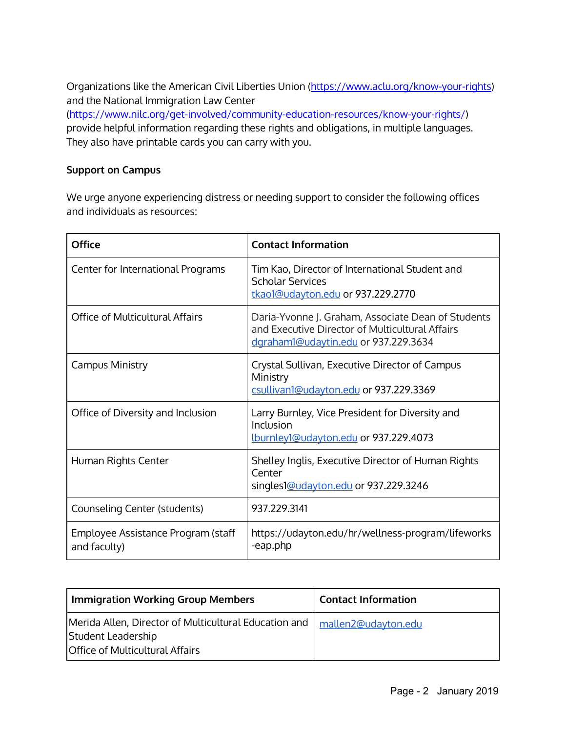Organizations like the American Civil Liberties Union (https://www.aclu.org/know-your-rights) and the National Immigration Law Center (https://www.nilc.org/get-involved/community-education-resources/know-your-rights/) provide helpful information regarding these rights and obligations, in multiple languages. They also have printable cards you can carry with you.

**Support on Campus**

We urge anyone experiencing distress or needing support to consider the following offices and individuals as resources:

| Office | Contact Information |
|---|---|
| Center for International Programs | Tim Kao, Director of International Student and Scholar Services<br>tkao1@udayton.edu or 937.229.2770 |
| Office of Multicultural Affairs | Daria-Yvonne J. Graham, Associate Dean of Students and Executive Director of Multicultural Affairs<br>dgraham1@udaytin.edu or 937.229.3634 |
| Campus Ministry | Crystal Sullivan, Executive Director of Campus Ministry<br>csullivan1@udayton.edu or 937.229.3369 |
| Office of Diversity and Inclusion | Larry Burnley, Vice President for Diversity and Inclusion<br>lburnley1@udayton.edu or 937.229.4073 |
| Human Rights Center | Shelley Inglis, Executive Director of Human Rights Center<br>singles1@udayton.edu or 937.229.3246 |
| Counseling Center (students) | 937.229.3141 |
| Employee Assistance Program (staff and faculty) | https://udayton.edu/hr/wellness-program/lifeworks-eap.php |

| Immigration Working Group Members | Contact Information |
|---|---|
| Merida Allen, Director of Multicultural Education and Student Leadership<br>Office of Multicultural Affairs | mallen2@udayton.edu |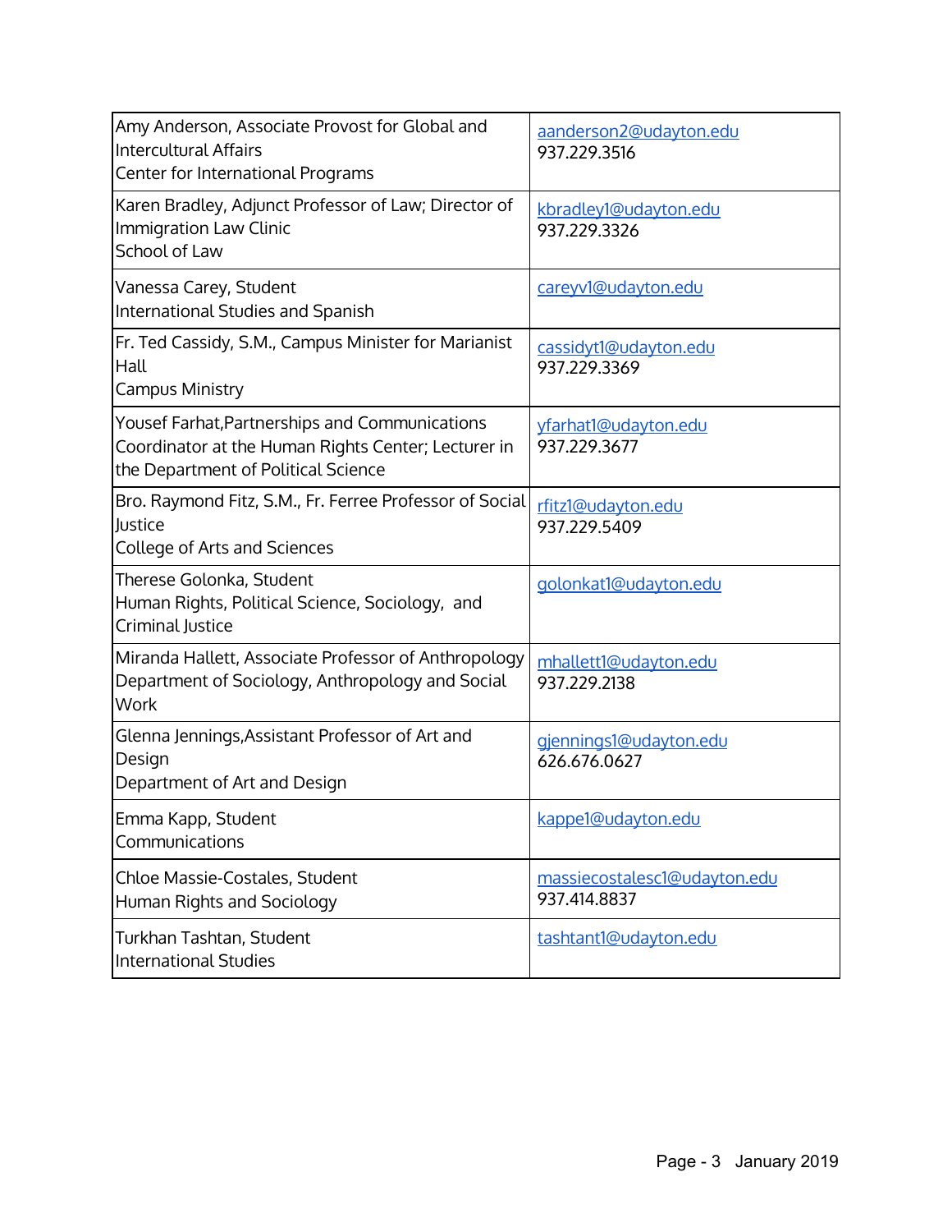| | |
|---|---|
| Amy Anderson, Associate Provost for Global and Intercultural Affairs<br>Center for International Programs | aanderson2@udayton.edu<br>937.229.3516 |
| Karen Bradley, Adjunct Professor of Law; Director of Immigration Law Clinic<br>School of Law | kbradley1@udayton.edu<br>937.229.3326 |
| Vanessa Carey, Student<br>International Studies and Spanish | careyv1@udayton.edu |
| Fr. Ted Cassidy, S.M., Campus Minister for Marianist Hall<br>Campus Ministry | cassidyt1@udayton.edu<br>937.229.3369 |
| Yousef Farhat,Partnerships and Communications Coordinator at the Human Rights Center; Lecturer in the Department of Political Science | yfarhat1@udayton.edu<br>937.229.3677 |
| Bro. Raymond Fitz, S.M., Fr. Ferree Professor of Social Justice<br>College of Arts and Sciences | rfitz1@udayton.edu<br>937.229.5409 |
| Therese Golonka, Student<br>Human Rights, Political Science, Sociology, and Criminal Justice | golonkat1@udayton.edu |
| Miranda Hallett, Associate Professor of Anthropology<br>Department of Sociology, Anthropology and Social Work | mhallett1@udayton.edu<br>937.229.2138 |
| Glenna Jennings,Assistant Professor of Art and Design<br>Department of Art and Design | gjennings1@udayton.edu<br>626.676.0627 |
| Emma Kapp, Student<br>Communications | kappe1@udayton.edu |
| Chloe Massie-Costales, Student<br>Human Rights and Sociology | massiecostalesc1@udayton.edu<br>937.414.8837 |
| Turkhan Tashtan, Student<br>International Studies | tashtant1@udayton.edu |

January 2019